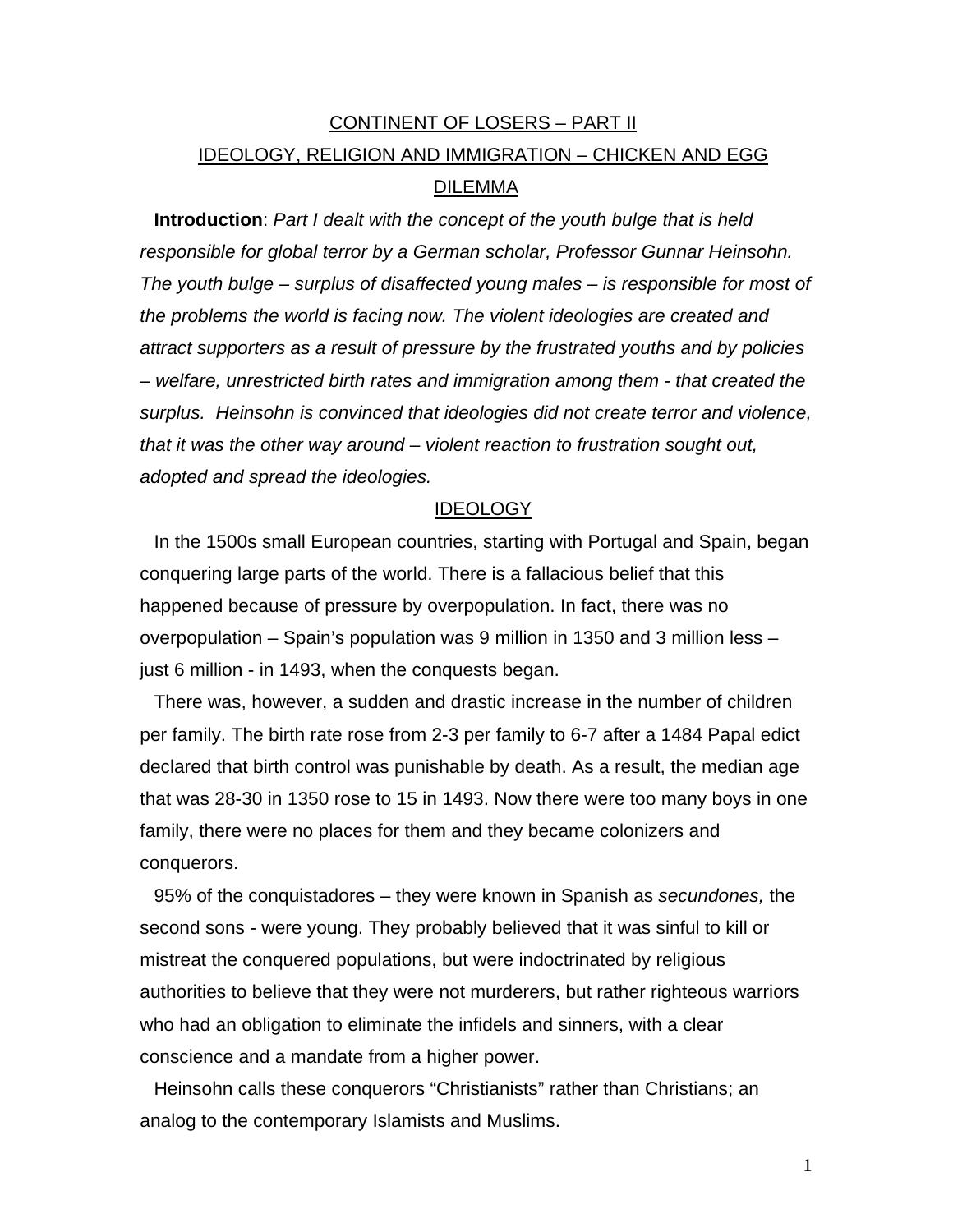# CONTINENT OF LOSERS – PART II

## IDEOLOGY, RELIGION AND IMMIGRATION – CHICKEN AND EGG DILEMMA

**Introduction**: *Part I dealt with the concept of the youth bulge that is held responsible for global terror by a German scholar, Professor Gunnar Heinsohn. The youth bulge – surplus of disaffected young males – is responsible for most of the problems the world is facing now. The violent ideologies are created and attract supporters as a result of pressure by the frustrated youths and by policies – welfare, unrestricted birth rates and immigration among them - that created the surplus. Heinsohn is convinced that ideologies did not create terror and violence, that it was the other way around – violent reaction to frustration sought out, adopted and spread the ideologies.*

### IDEOLOGY

In the 1500s small European countries, starting with Portugal and Spain, began conquering large parts of the world. There is a fallacious belief that this happened because of pressure by overpopulation. In fact, there was no overpopulation – Spain's population was 9 million in 1350 and 3 million less – just 6 million - in 1493, when the conquests began.

There was, however, a sudden and drastic increase in the number of children per family. The birth rate rose from 2-3 per family to 6-7 after a 1484 Papal edict declared that birth control was punishable by death. As a result, the median age that was 28-30 in 1350 rose to 15 in 1493. Now there were too many boys in one family, there were no places for them and they became colonizers and conquerors.

95% of the conquistadores – they were known in Spanish as *secundones,* the second sons - were young. They probably believed that it was sinful to kill or mistreat the conquered populations, but were indoctrinated by religious authorities to believe that they were not murderers, but rather righteous warriors who had an obligation to eliminate the infidels and sinners, with a clear conscience and a mandate from a higher power.

Heinsohn calls these conquerors "Christianists" rather than Christians; an analog to the contemporary Islamists and Muslims.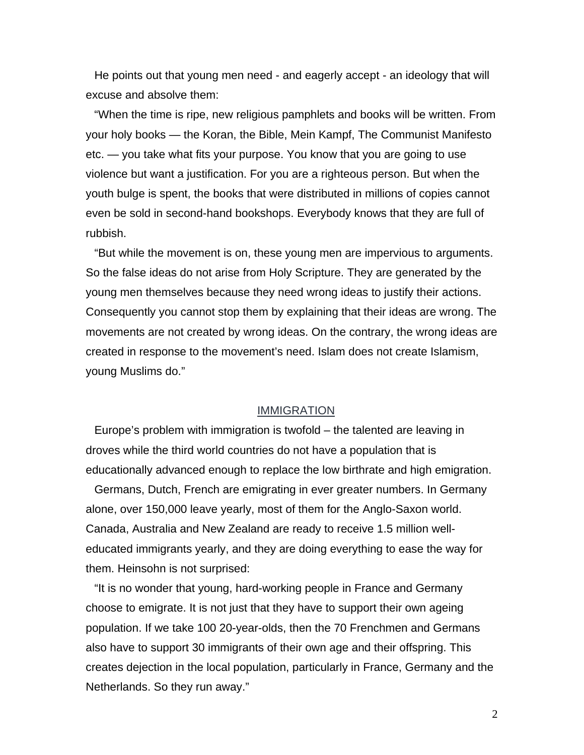He points out that young men need - and eagerly accept - an ideology that will excuse and absolve them:

"When the time is ripe, new religious pamphlets and books will be written. From your holy books — the Koran, the Bible, Mein Kampf, The Communist Manifesto etc. — you take what fits your purpose. You know that you are going to use violence but want a justification. For you are a righteous person. But when the youth bulge is spent, the books that were distributed in millions of copies cannot even be sold in second-hand bookshops. Everybody knows that they are full of rubbish.

"But while the movement is on, these young men are impervious to arguments. So the false ideas do not arise from Holy Scripture. They are generated by the young men themselves because they need wrong ideas to justify their actions. Consequently you cannot stop them by explaining that their ideas are wrong. The movements are not created by wrong ideas. On the contrary, the wrong ideas are created in response to the movement's need. Islam does not create Islamism, young Muslims do."

## IMMIGRATION

Europe's problem with immigration is twofold – the talented are leaving in droves while the third world countries do not have a population that is educationally advanced enough to replace the low birthrate and high emigration.

Germans, Dutch, French are emigrating in ever greater numbers. In Germany alone, over 150,000 leave yearly, most of them for the Anglo-Saxon world. Canada, Australia and New Zealand are ready to receive 1.5 million well-educated immigrants yearly, and they are doing everything to ease the way for them. Heinsohn is not surprised:

"It is no wonder that young, hard-working people in France and Germany choose to emigrate. It is not just that they have to support their own ageing population. If we take 100 20-year-olds, then the 70 Frenchmen and Germans also have to support 30 immigrants of their own age and their offspring. This creates dejection in the local population, particularly in France, Germany and the Netherlands. So they run away."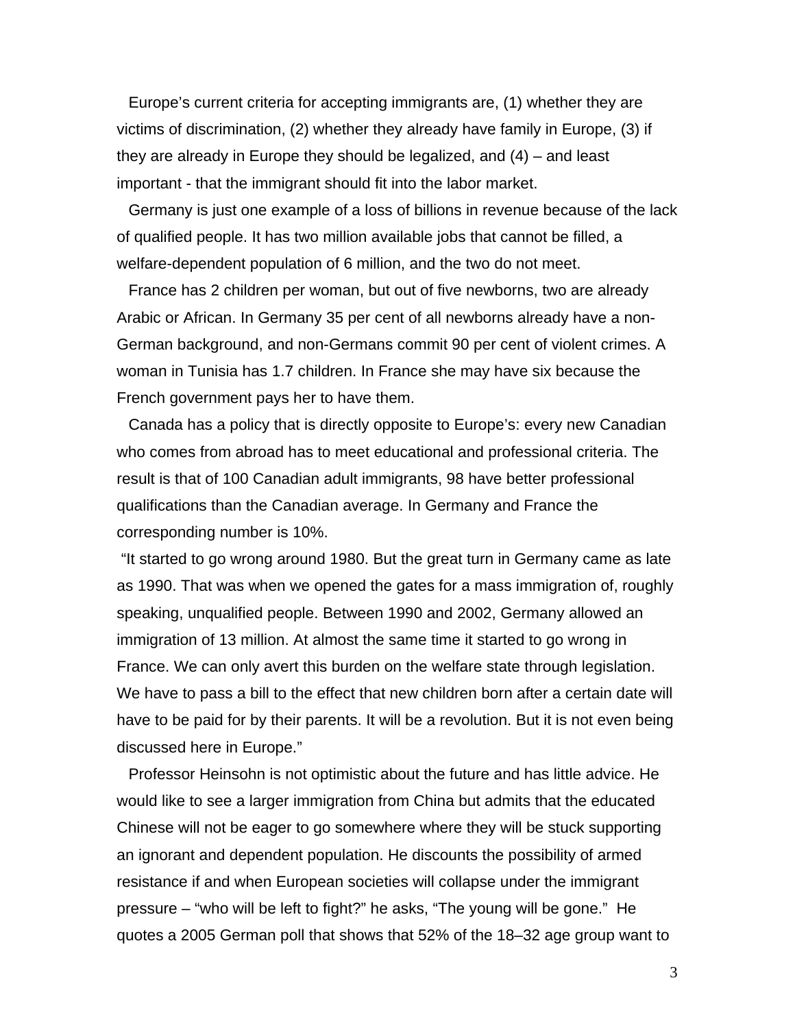Europe's current criteria for accepting immigrants are, (1) whether they are victims of discrimination, (2) whether they already have family in Europe, (3) if they are already in Europe they should be legalized, and (4) – and least important - that the immigrant should fit into the labor market.

Germany is just one example of a loss of billions in revenue because of the lack of qualified people. It has two million available jobs that cannot be filled, a welfare-dependent population of 6 million, and the two do not meet.

France has 2 children per woman, but out of five newborns, two are already Arabic or African. In Germany 35 per cent of all newborns already have a non-German background, and non-Germans commit 90 per cent of violent crimes. A woman in Tunisia has 1.7 children. In France she may have six because the French government pays her to have them.

Canada has a policy that is directly opposite to Europe's: every new Canadian who comes from abroad has to meet educational and professional criteria. The result is that of 100 Canadian adult immigrants, 98 have better professional qualifications than the Canadian average. In Germany and France the corresponding number is 10%.

"It started to go wrong around 1980. But the great turn in Germany came as late as 1990. That was when we opened the gates for a mass immigration of, roughly speaking, unqualified people. Between 1990 and 2002, Germany allowed an immigration of 13 million. At almost the same time it started to go wrong in France. We can only avert this burden on the welfare state through legislation. We have to pass a bill to the effect that new children born after a certain date will have to be paid for by their parents. It will be a revolution. But it is not even being discussed here in Europe."

Professor Heinsohn is not optimistic about the future and has little advice. He would like to see a larger immigration from China but admits that the educated Chinese will not be eager to go somewhere where they will be stuck supporting an ignorant and dependent population. He discounts the possibility of armed resistance if and when European societies will collapse under the immigrant pressure – "who will be left to fight?" he asks, "The young will be gone." He quotes a 2005 German poll that shows that 52% of the 18–32 age group want to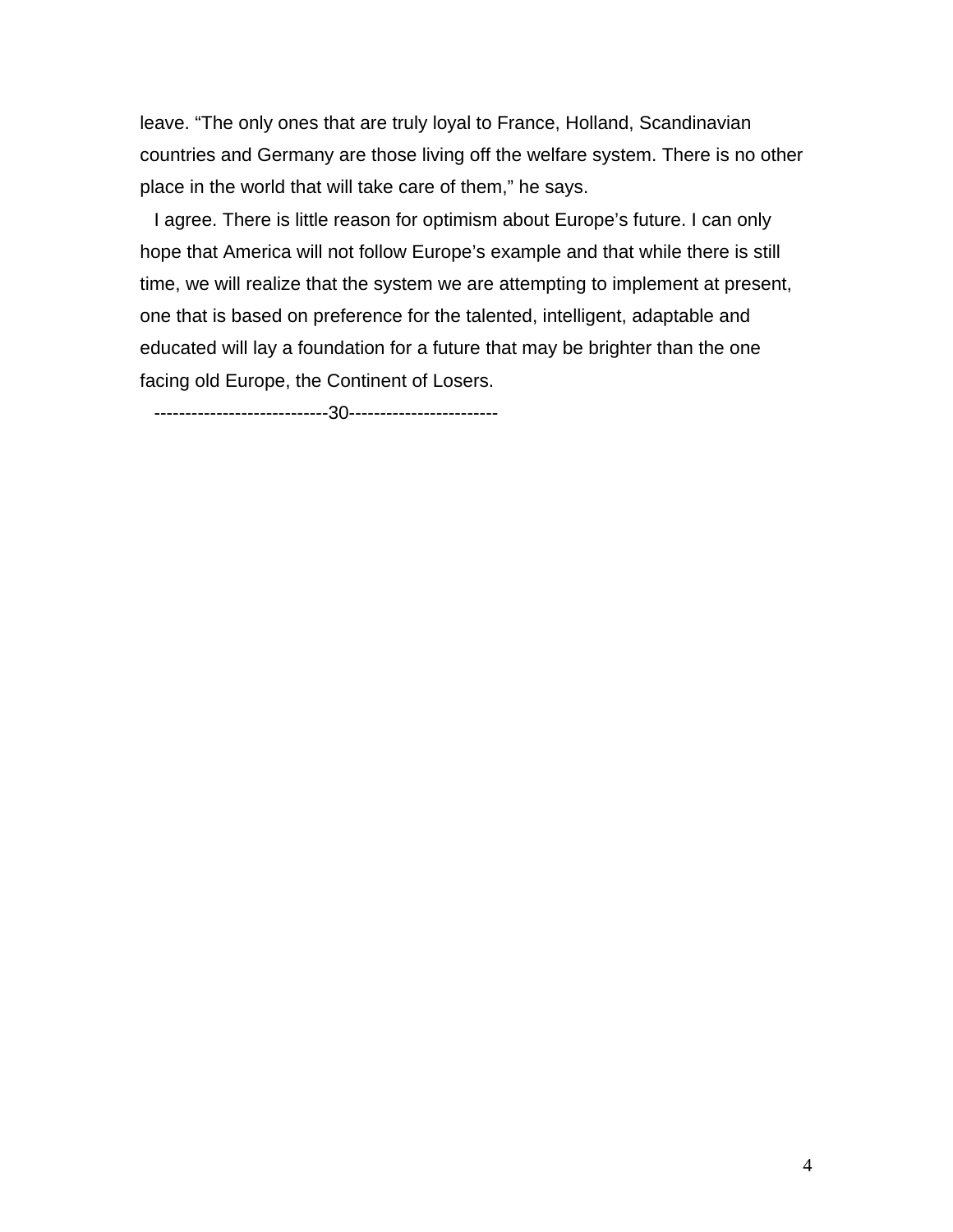leave. “The only ones that are truly loyal to France, Holland, Scandinavian countries and Germany are those living off the welfare system. There is no other place in the world that will take care of them,” he says.

I agree. There is little reason for optimism about Europe’s future. I can only hope that America will not follow Europe’s example and that while there is still time, we will realize that the system we are attempting to implement at present, one that is based on preference for the talented, intelligent, adaptable and educated will lay a foundation for a future that may be brighter than the one facing old Europe, the Continent of Losers.

----------------------------30------------------------